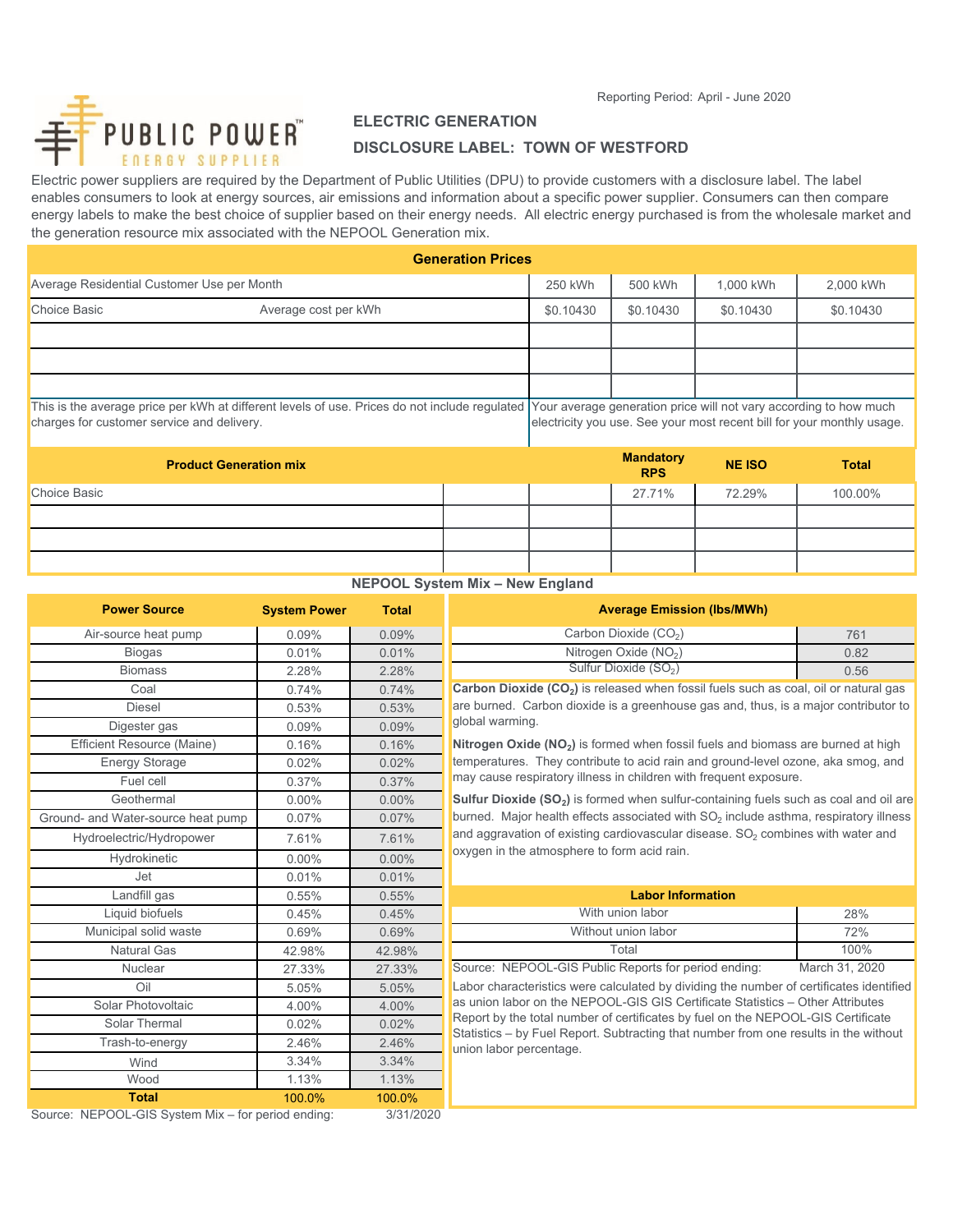Reporting Period: April - June 2020

PUBLIC POWER™
ENERGY SUPPLIER

## ELECTRIC GENERATION

## DISCLOSURE LABEL: TOWN OF WESTFORD

Electric power suppliers are required by the Department of Public Utilities (DPU) to provide customers with a disclosure label. The label enables consumers to look at energy sources, air emissions and information about a specific power supplier. Consumers can then compare energy labels to make the best choice of supplier based on their energy needs. All electric energy purchased is from the wholesale market and the generation resource mix associated with the NEPOOL Generation mix.

### Generation Prices

| Average Residential Customer Use per Month | | 250 kWh | 500 kWh | 1,000 kWh | 2,000 kWh |
|---|---|---|---|---|---|
| Choice Basic | Average cost per kWh | $0.10430 | $0.10430 | $0.10430 | $0.10430 |
| | | | | | |
| | | | | | |
| | | | | | |

This is the average price per kWh at different levels of use. Prices do not include regulated charges for customer service and delivery.

Your average generation price will not vary according to how much electricity you use. See your most recent bill for your monthly usage.

| Product Generation mix | | | Mandatory RPS | NE ISO | Total |
|---|---|---|---|---|---|
| Choice Basic | | | 27.71% | 72.29% | 100.00% |
| | | | | | |
| | | | | | |
| | | | | | |

### NEPOOL System Mix – New England

| Power Source | System Power | Total |
|---|---|---|
| Air-source heat pump | 0.09% | 0.09% |
| Biogas | 0.01% | 0.01% |
| Biomass | 2.28% | 2.28% |
| Coal | 0.74% | 0.74% |
| Diesel | 0.53% | 0.53% |
| Digester gas | 0.09% | 0.09% |
| Efficient Resource (Maine) | 0.16% | 0.16% |
| Energy Storage | 0.02% | 0.02% |
| Fuel cell | 0.37% | 0.37% |
| Geothermal | 0.00% | 0.00% |
| Ground- and Water-source heat pump | 0.07% | 0.07% |
| Hydroelectric/Hydropower | 7.61% | 7.61% |
| Hydrokinetic | 0.00% | 0.00% |
| Jet | 0.01% | 0.01% |
| Landfill gas | 0.55% | 0.55% |
| Liquid biofuels | 0.45% | 0.45% |
| Municipal solid waste | 0.69% | 0.69% |
| Natural Gas | 42.98% | 42.98% |
| Nuclear | 27.33% | 27.33% |
| Oil | 5.05% | 5.05% |
| Solar Photovoltaic | 4.00% | 4.00% |
| Solar Thermal | 0.02% | 0.02% |
| Trash-to-energy | 2.46% | 2.46% |
| Wind | 3.34% | 3.34% |
| Wood | 1.13% | 1.13% |
| **Total** | 100.0% | 100.0% |

Source: NEPOOL-GIS System Mix – for period ending: 3/31/2020

| Average Emission (lbs/MWh) | |
|---|---|
| Carbon Dioxide ($CO_2$) | 761 |
| Nitrogen Oxide ($NO_2$) | 0.82 |
| Sulfur Dioxide ($SO_2$) | 0.56 |

**Carbon Dioxide ($CO_2$)** is released when fossil fuels such as coal, oil or natural gas are burned. Carbon dioxide is a greenhouse gas and, thus, is a major contributor to global warming.

**Nitrogen Oxide ($NO_2$)** is formed when fossil fuels and biomass are burned at high temperatures. They contribute to acid rain and ground-level ozone, aka smog, and may cause respiratory illness in children with frequent exposure.

**Sulfur Dioxide ($SO_2$)** is formed when sulfur-containing fuels such as coal and oil are burned. Major health effects associated with $SO_2$ include asthma, respiratory illness and aggravation of existing cardiovascular disease. $SO_2$ combines with water and oxygen in the atmosphere to form acid rain.

| Labor Information | |
|---|---|
| With union labor | 28% |
| Without union labor | 72% |
| Total | 100% |

Source: NEPOOL-GIS Public Reports for period ending: March 31, 2020

Labor characteristics were calculated by dividing the number of certificates identified as union labor on the NEPOOL-GIS GIS Certificate Statistics – Other Attributes Report by the total number of certificates by fuel on the NEPOOL-GIS Certificate Statistics – by Fuel Report. Subtracting that number from one results in the without union labor percentage.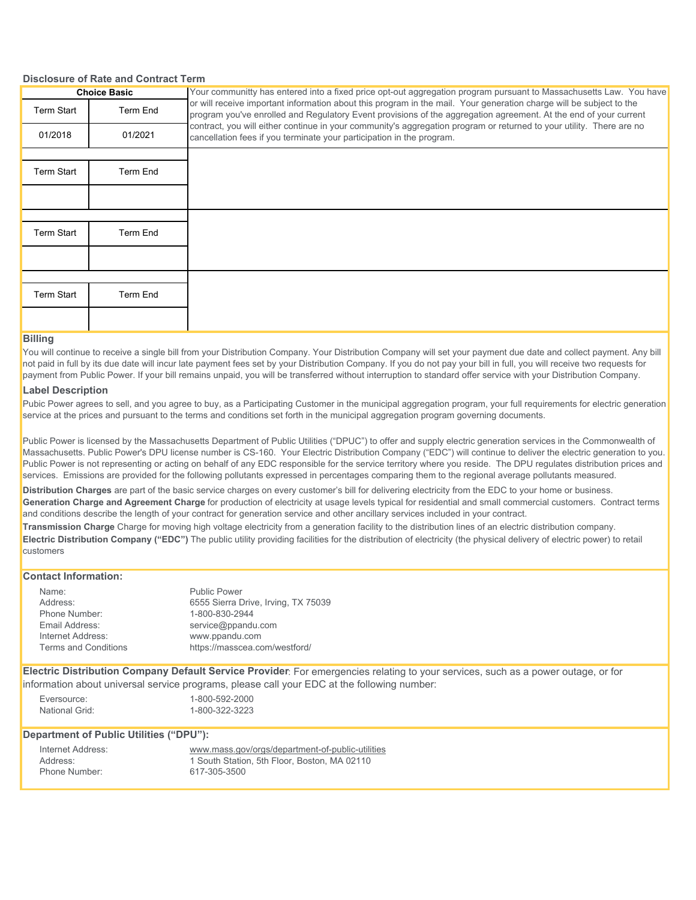## Disclosure of Rate and Contract Term

| Choice Basic | | |
|---|---|---|
| Term Start | Term End | Your communitty has entered into a fixed price opt-out aggregation program pursuant to Massachusetts Law. You have or will receive important information about this program in the mail. Your generation charge will be subject to the program you've enrolled and Regulatory Event provisions of the aggregation agreement. At the end of your current contract, you will either continue in your community's aggregation program or returned to your utility. There are no cancellation fees if you terminate your participation in the program. |
| 01/2018 | 01/2021 | |
| | | |
| Term Start | Term End | |
| | | |
| | | |
| Term Start | Term End | |
| | | |
| | | |
| Term Start | Term End | |
| | | |

## Billing

You will continue to receive a single bill from your Distribution Company. Your Distribution Company will set your payment due date and collect payment. Any bill not paid in full by its due date will incur late payment fees set by your Distribution Company. If you do not pay your bill in full, you will receive two requests for payment from Public Power. If your bill remains unpaid, you will be transferred without interruption to standard offer service with your Distribution Company.

## Label Description

Pubic Power agrees to sell, and you agree to buy, as a Participating Customer in the municipal aggregation program, your full requirements for electric generation service at the prices and pursuant to the terms and conditions set forth in the municipal aggregation program governing documents.

Public Power is licensed by the Massachusetts Department of Public Utilities ("DPUC") to offer and supply electric generation services in the Commonwealth of Massachusetts. Public Power's DPU license number is CS-160. Your Electric Distribution Company ("EDC") will continue to deliver the electric generation to you. Public Power is not representing or acting on behalf of any EDC responsible for the service territory where you reside. The DPU regulates distribution prices and services. Emissions are provided for the following pollutants expressed in percentages comparing them to the regional average pollutants measured.

**Distribution Charges** are part of the basic service charges on every customer's bill for delivering electricity from the EDC to your home or business.
**Generation Charge and Agreement Charge** for production of electricity at usage levels typical for residential and small commercial customers. Contract terms and conditions describe the length of your contract for generation service and other ancillary services included in your contract.

**Transmission Charge** Charge for moving high voltage electricity from a generation facility to the distribution lines of an electric distribution company.

**Electric Distribution Company ("EDC")** The public utility providing facilities for the distribution of electricity (the physical delivery of electric power) to retail customers

## Contact Information:

| | |
|---|---|
| Name: | Public Power |
| Address: | 6555 Sierra Drive, Irving, TX 75039 |
| Phone Number: | 1-800-830-2944 |
| Email Address: | service@ppandu.com |
| Internet Address: | www.ppandu.com |
| Terms and Conditions | https://masscea.com/westford/ |

**Electric Distribution Company Default Service Provider**: For emergencies relating to your services, such as a power outage, or for information about universal service programs, please call your EDC at the following number:

| | |
|---|---|
| Eversource: | 1-800-592-2000 |
| National Grid: | 1-800-322-3223 |

## Department of Public Utilities ("DPU"):

| | |
|---|---|
| Internet Address: | www.mass.gov/orgs/department-of-public-utilities |
| Address: | 1 South Station, 5th Floor, Boston, MA 02110 |
| Phone Number: | 617-305-3500 |